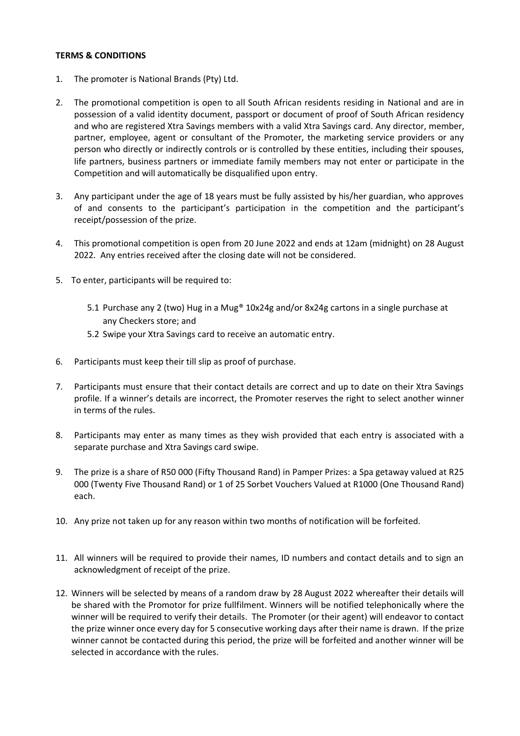**TERMS & CONDITIONS**

1. The promoter is National Brands (Pty) Ltd.

2. The promotional competition is open to all South African residents residing in National and are in possession of a valid identity document, passport or document of proof of South African residency and who are registered Xtra Savings members with a valid Xtra Savings card. Any director, member, partner, employee, agent or consultant of the Promoter, the marketing service providers or any person who directly or indirectly controls or is controlled by these entities, including their spouses, life partners, business partners or immediate family members may not enter or participate in the Competition and will automatically be disqualified upon entry.

3. Any participant under the age of 18 years must be fully assisted by his/her guardian, who approves of and consents to the participant's participation in the competition and the participant's receipt/possession of the prize.

4. This promotional competition is open from 20 June 2022 and ends at 12am (midnight) on 28 August 2022. Any entries received after the closing date will not be considered.

5. To enter, participants will be required to:

   5.1 Purchase any 2 (two) Hug in a Mug® 10x24g and/or 8x24g cartons in a single purchase at any Checkers store; and

   5.2 Swipe your Xtra Savings card to receive an automatic entry.

6. Participants must keep their till slip as proof of purchase.

7. Participants must ensure that their contact details are correct and up to date on their Xtra Savings profile. If a winner's details are incorrect, the Promoter reserves the right to select another winner in terms of the rules.

8. Participants may enter as many times as they wish provided that each entry is associated with a separate purchase and Xtra Savings card swipe.

9. The prize is a share of R50 000 (Fifty Thousand Rand) in Pamper Prizes: a Spa getaway valued at R25 000 (Twenty Five Thousand Rand) or 1 of 25 Sorbet Vouchers Valued at R1000 (One Thousand Rand) each.

10. Any prize not taken up for any reason within two months of notification will be forfeited.

11. All winners will be required to provide their names, ID numbers and contact details and to sign an acknowledgment of receipt of the prize.

12. Winners will be selected by means of a random draw by 28 August 2022 whereafter their details will be shared with the Promotor for prize fullfilment. Winners will be notified telephonically where the winner will be required to verify their details. The Promoter (or their agent) will endeavor to contact the prize winner once every day for 5 consecutive working days after their name is drawn. If the prize winner cannot be contacted during this period, the prize will be forfeited and another winner will be selected in accordance with the rules.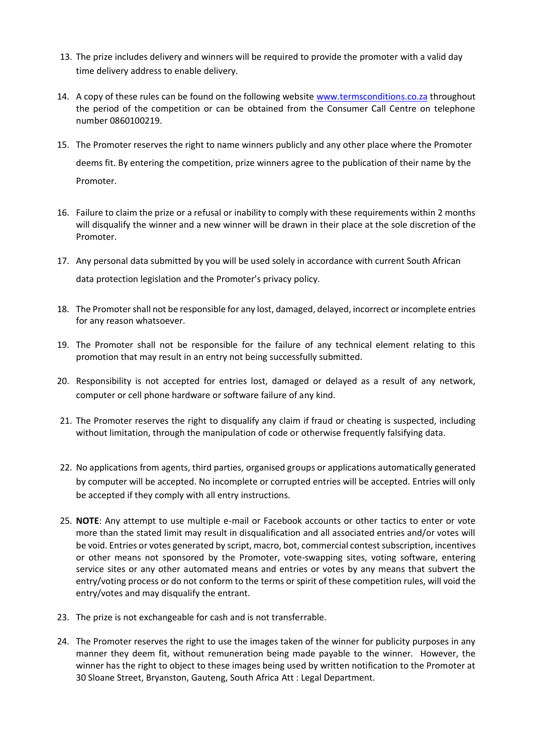13. The prize includes delivery and winners will be required to provide the promoter with a valid day time delivery address to enable delivery.

14. A copy of these rules can be found on the following website [www.termsconditions.co.za](http://www.termsconditions.co.za) throughout the period of the competition or can be obtained from the Consumer Call Centre on telephone number 0860100219.

15. The Promoter reserves the right to name winners publicly and any other place where the Promoter deems fit. By entering the competition, prize winners agree to the publication of their name by the Promoter.

16. Failure to claim the prize or a refusal or inability to comply with these requirements within 2 months will disqualify the winner and a new winner will be drawn in their place at the sole discretion of the Promoter.

17. Any personal data submitted by you will be used solely in accordance with current South African data protection legislation and the Promoter's privacy policy.

18. The Promoter shall not be responsible for any lost, damaged, delayed, incorrect or incomplete entries for any reason whatsoever.

19. The Promoter shall not be responsible for the failure of any technical element relating to this promotion that may result in an entry not being successfully submitted.

20. Responsibility is not accepted for entries lost, damaged or delayed as a result of any network, computer or cell phone hardware or software failure of any kind.

21. The Promoter reserves the right to disqualify any claim if fraud or cheating is suspected, including without limitation, through the manipulation of code or otherwise frequently falsifying data.

22. No applications from agents, third parties, organised groups or applications automatically generated by computer will be accepted. No incomplete or corrupted entries will be accepted. Entries will only be accepted if they comply with all entry instructions.

25. **NOTE**: Any attempt to use multiple e-mail or Facebook accounts or other tactics to enter or vote more than the stated limit may result in disqualification and all associated entries and/or votes will be void. Entries or votes generated by script, macro, bot, commercial contest subscription, incentives or other means not sponsored by the Promoter, vote-swapping sites, voting software, entering service sites or any other automated means and entries or votes by any means that subvert the entry/voting process or do not conform to the terms or spirit of these competition rules, will void the entry/votes and may disqualify the entrant.

23. The prize is not exchangeable for cash and is not transferrable.

24. The Promoter reserves the right to use the images taken of the winner for publicity purposes in any manner they deem fit, without remuneration being made payable to the winner. However, the winner has the right to object to these images being used by written notification to the Promoter at 30 Sloane Street, Bryanston, Gauteng, South Africa Att : Legal Department.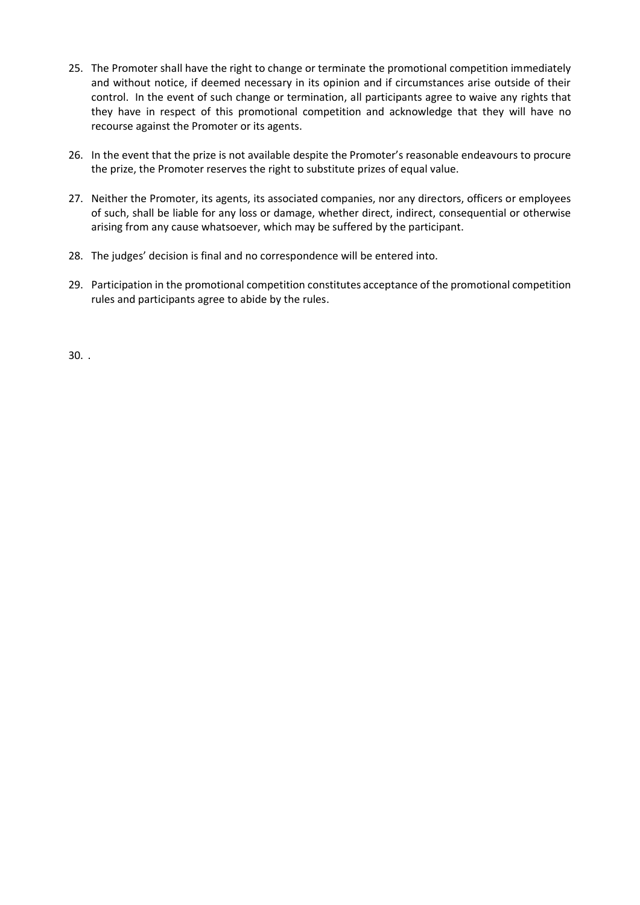25. The Promoter shall have the right to change or terminate the promotional competition immediately and without notice, if deemed necessary in its opinion and if circumstances arise outside of their control. In the event of such change or termination, all participants agree to waive any rights that they have in respect of this promotional competition and acknowledge that they will have no recourse against the Promoter or its agents.

26. In the event that the prize is not available despite the Promoter's reasonable endeavours to procure the prize, the Promoter reserves the right to substitute prizes of equal value.

27. Neither the Promoter, its agents, its associated companies, nor any directors, officers or employees of such, shall be liable for any loss or damage, whether direct, indirect, consequential or otherwise arising from any cause whatsoever, which may be suffered by the participant.

28. The judges' decision is final and no correspondence will be entered into.

29. Participation in the promotional competition constitutes acceptance of the promotional competition rules and participants agree to abide by the rules.

30. .